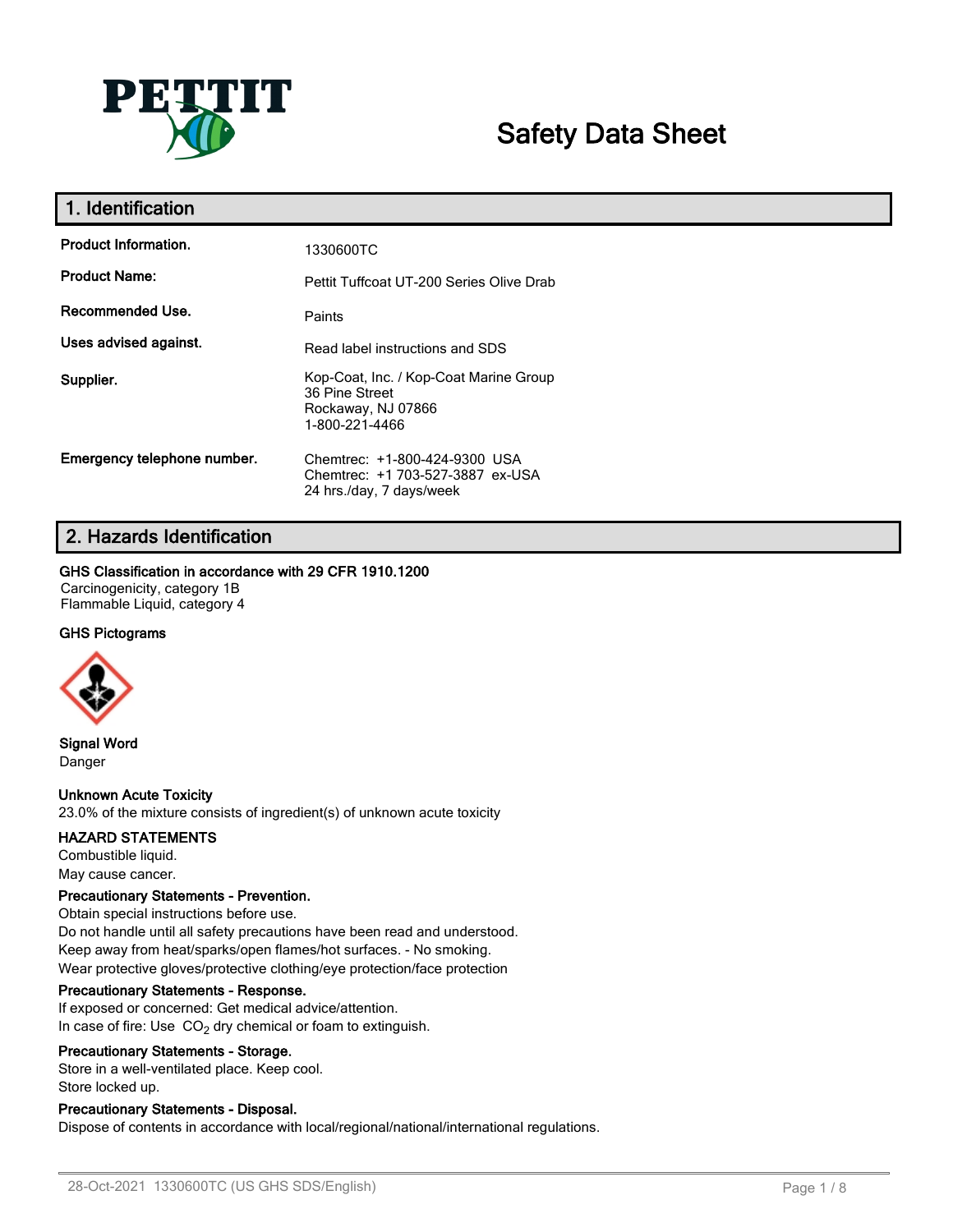# Safety Data Sheet

## 1. Identification

| | |
|---|---|
| **Product Information.** | 1330600TC |
| **Product Name:** | Pettit Tuffcoat UT-200 Series Olive Drab |
| **Recommended Use.** | Paints |
| **Uses advised against.** | Read label instructions and SDS |
| **Supplier.** | Kop-Coat, Inc. / Kop-Coat Marine Group<br>36 Pine Street<br>Rockaway, NJ 07866<br>1-800-221-4466 |
| **Emergency telephone number.** | Chemtrec: +1-800-424-9300 USA<br>Chemtrec: +1 703-527-3887 ex-USA<br>24 hrs./day, 7 days/week |

## 2. Hazards Identification

**GHS Classification in accordance with 29 CFR 1910.1200**

Carcinogenicity, category 1B
Flammable Liquid, category 4

**GHS Pictograms**

**Signal Word**

Danger

**Unknown Acute Toxicity**

23.0% of the mixture consists of ingredient(s) of unknown acute toxicity

**HAZARD STATEMENTS**

Combustible liquid.
May cause cancer.

**Precautionary Statements - Prevention.**

Obtain special instructions before use.
Do not handle until all safety precautions have been read and understood.
Keep away from heat/sparks/open flames/hot surfaces. - No smoking.
Wear protective gloves/protective clothing/eye protection/face protection

**Precautionary Statements - Response.**

If exposed or concerned: Get medical advice/attention.
In case of fire: Use $CO_2$ dry chemical or foam to extinguish.

**Precautionary Statements - Storage.**

Store in a well-ventilated place. Keep cool.
Store locked up.

**Precautionary Statements - Disposal.**

Dispose of contents in accordance with local/regional/national/international regulations.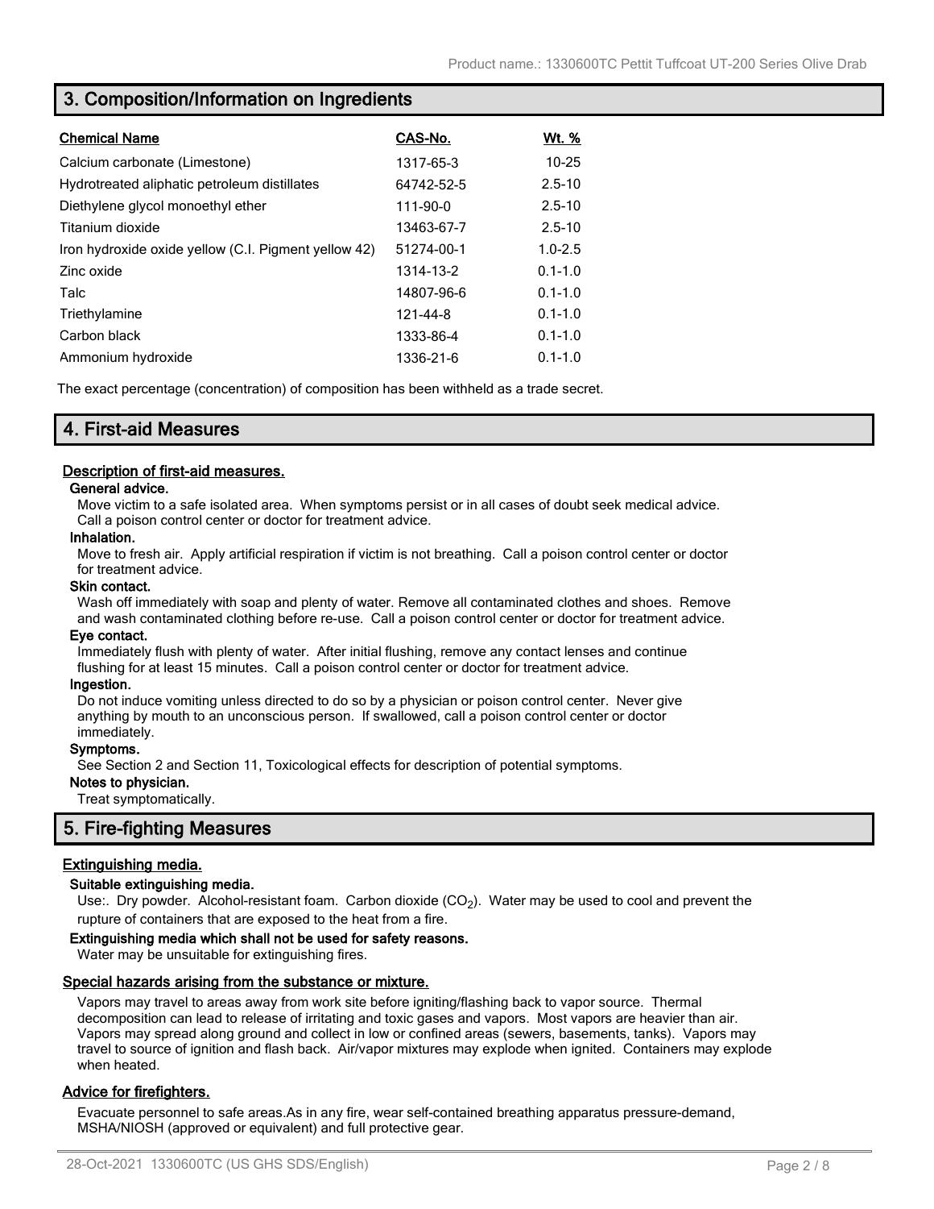## 3. Composition/Information on Ingredients

| Chemical Name | CAS-No. | Wt. % |
|---|---|---|
| Calcium carbonate (Limestone) | 1317-65-3 | 10-25 |
| Hydrotreated aliphatic petroleum distillates | 64742-52-5 | 2.5-10 |
| Diethylene glycol monoethyl ether | 111-90-0 | 2.5-10 |
| Titanium dioxide | 13463-67-7 | 2.5-10 |
| Iron hydroxide oxide yellow (C.I. Pigment yellow 42) | 51274-00-1 | 1.0-2.5 |
| Zinc oxide | 1314-13-2 | 0.1-1.0 |
| Talc | 14807-96-6 | 0.1-1.0 |
| Triethylamine | 121-44-8 | 0.1-1.0 |
| Carbon black | 1333-86-4 | 0.1-1.0 |
| Ammonium hydroxide | 1336-21-6 | 0.1-1.0 |

The exact percentage (concentration) of composition has been withheld as a trade secret.

## 4. First-aid Measures

### Description of first-aid measures.

**General advice.**

Move victim to a safe isolated area. When symptoms persist or in all cases of doubt seek medical advice. Call a poison control center or doctor for treatment advice.

**Inhalation.**

Move to fresh air. Apply artificial respiration if victim is not breathing. Call a poison control center or doctor for treatment advice.

**Skin contact.**

Wash off immediately with soap and plenty of water. Remove all contaminated clothes and shoes. Remove and wash contaminated clothing before re-use. Call a poison control center or doctor for treatment advice.

**Eye contact.**

Immediately flush with plenty of water. After initial flushing, remove any contact lenses and continue flushing for at least 15 minutes. Call a poison control center or doctor for treatment advice.

**Ingestion.**

Do not induce vomiting unless directed to do so by a physician or poison control center. Never give anything by mouth to an unconscious person. If swallowed, call a poison control center or doctor immediately.

**Symptoms.**

See Section 2 and Section 11, Toxicological effects for description of potential symptoms.

**Notes to physician.**

Treat symptomatically.

## 5. Fire-fighting Measures

### Extinguishing media.

**Suitable extinguishing media.**

Use:. Dry powder. Alcohol-resistant foam. Carbon dioxide ($CO_2$). Water may be used to cool and prevent the rupture of containers that are exposed to the heat from a fire.

**Extinguishing media which shall not be used for safety reasons.**

Water may be unsuitable for extinguishing fires.

### Special hazards arising from the substance or mixture.

Vapors may travel to areas away from work site before igniting/flashing back to vapor source. Thermal decomposition can lead to release of irritating and toxic gases and vapors. Most vapors are heavier than air. Vapors may spread along ground and collect in low or confined areas (sewers, basements, tanks). Vapors may travel to source of ignition and flash back. Air/vapor mixtures may explode when ignited. Containers may explode when heated.

### Advice for firefighters.

Evacuate personnel to safe areas.As in any fire, wear self-contained breathing apparatus pressure-demand, MSHA/NIOSH (approved or equivalent) and full protective gear.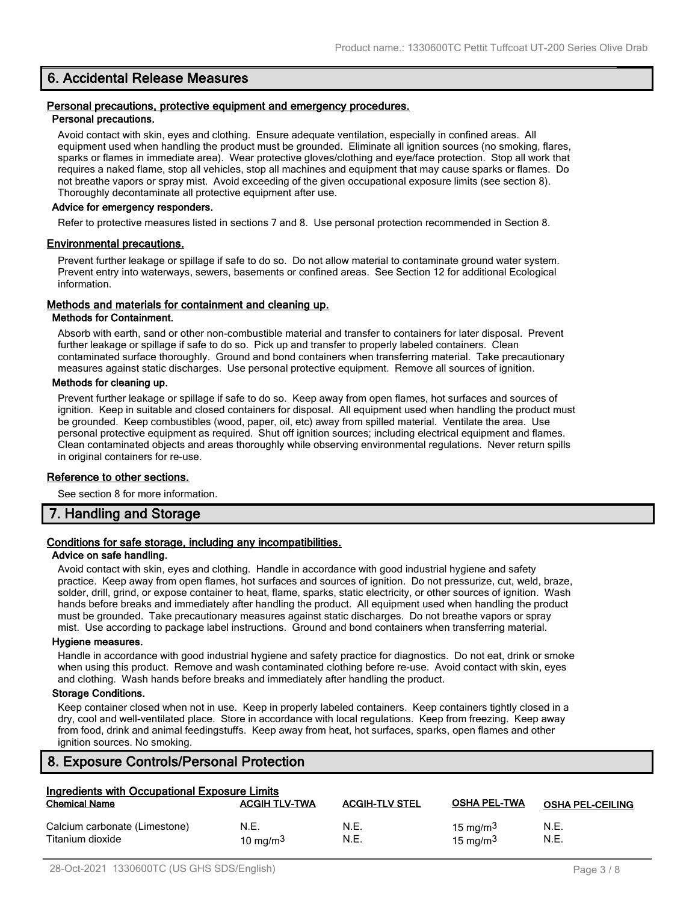## 6. Accidental Release Measures

### Personal precautions, protective equipment and emergency procedures.

#### Personal precautions.

Avoid contact with skin, eyes and clothing. Ensure adequate ventilation, especially in confined areas. All equipment used when handling the product must be grounded. Eliminate all ignition sources (no smoking, flares, sparks or flames in immediate area). Wear protective gloves/clothing and eye/face protection. Stop all work that requires a naked flame, stop all vehicles, stop all machines and equipment that may cause sparks or flames. Do not breathe vapors or spray mist. Avoid exceeding of the given occupational exposure limits (see section 8). Thoroughly decontaminate all protective equipment after use.

#### Advice for emergency responders.

Refer to protective measures listed in sections 7 and 8. Use personal protection recommended in Section 8.

### Environmental precautions.

Prevent further leakage or spillage if safe to do so. Do not allow material to contaminate ground water system. Prevent entry into waterways, sewers, basements or confined areas. See Section 12 for additional Ecological information.

### Methods and materials for containment and cleaning up.

#### Methods for Containment.

Absorb with earth, sand or other non-combustible material and transfer to containers for later disposal. Prevent further leakage or spillage if safe to do so. Pick up and transfer to properly labeled containers. Clean contaminated surface thoroughly. Ground and bond containers when transferring material. Take precautionary measures against static discharges. Use personal protective equipment. Remove all sources of ignition.

#### Methods for cleaning up.

Prevent further leakage or spillage if safe to do so. Keep away from open flames, hot surfaces and sources of ignition. Keep in suitable and closed containers for disposal. All equipment used when handling the product must be grounded. Keep combustibles (wood, paper, oil, etc) away from spilled material. Ventilate the area. Use personal protective equipment as required. Shut off ignition sources; including electrical equipment and flames. Clean contaminated objects and areas thoroughly while observing environmental regulations. Never return spills in original containers for re-use.

### Reference to other sections.

See section 8 for more information.

## 7. Handling and Storage

### Conditions for safe storage, including any incompatibilities.

#### Advice on safe handling.

Avoid contact with skin, eyes and clothing. Handle in accordance with good industrial hygiene and safety practice. Keep away from open flames, hot surfaces and sources of ignition. Do not pressurize, cut, weld, braze, solder, drill, grind, or expose container to heat, flame, sparks, static electricity, or other sources of ignition. Wash hands before breaks and immediately after handling the product. All equipment used when handling the product must be grounded. Take precautionary measures against static discharges. Do not breathe vapors or spray mist. Use according to package label instructions. Ground and bond containers when transferring material.

#### Hygiene measures.

Handle in accordance with good industrial hygiene and safety practice for diagnostics. Do not eat, drink or smoke when using this product. Remove and wash contaminated clothing before re-use. Avoid contact with skin, eyes and clothing. Wash hands before breaks and immediately after handling the product.

#### Storage Conditions.

Keep container closed when not in use. Keep in properly labeled containers. Keep containers tightly closed in a dry, cool and well-ventilated place. Store in accordance with local regulations. Keep from freezing. Keep away from food, drink and animal feedingstuffs. Keep away from heat, hot surfaces, sparks, open flames and other ignition sources. No smoking.

## 8. Exposure Controls/Personal Protection

### Ingredients with Occupational Exposure Limits

| Chemical Name | ACGIH TLV-TWA | ACGIH-TLV STEL | OSHA PEL-TWA | OSHA PEL-CEILING |
|---|---|---|---|---|
| Calcium carbonate (Limestone) | N.E. | N.E. | 15 mg/m$^3$ | N.E. |
| Titanium dioxide | 10 mg/m$^3$ | N.E. | 15 mg/m$^3$ | N.E. |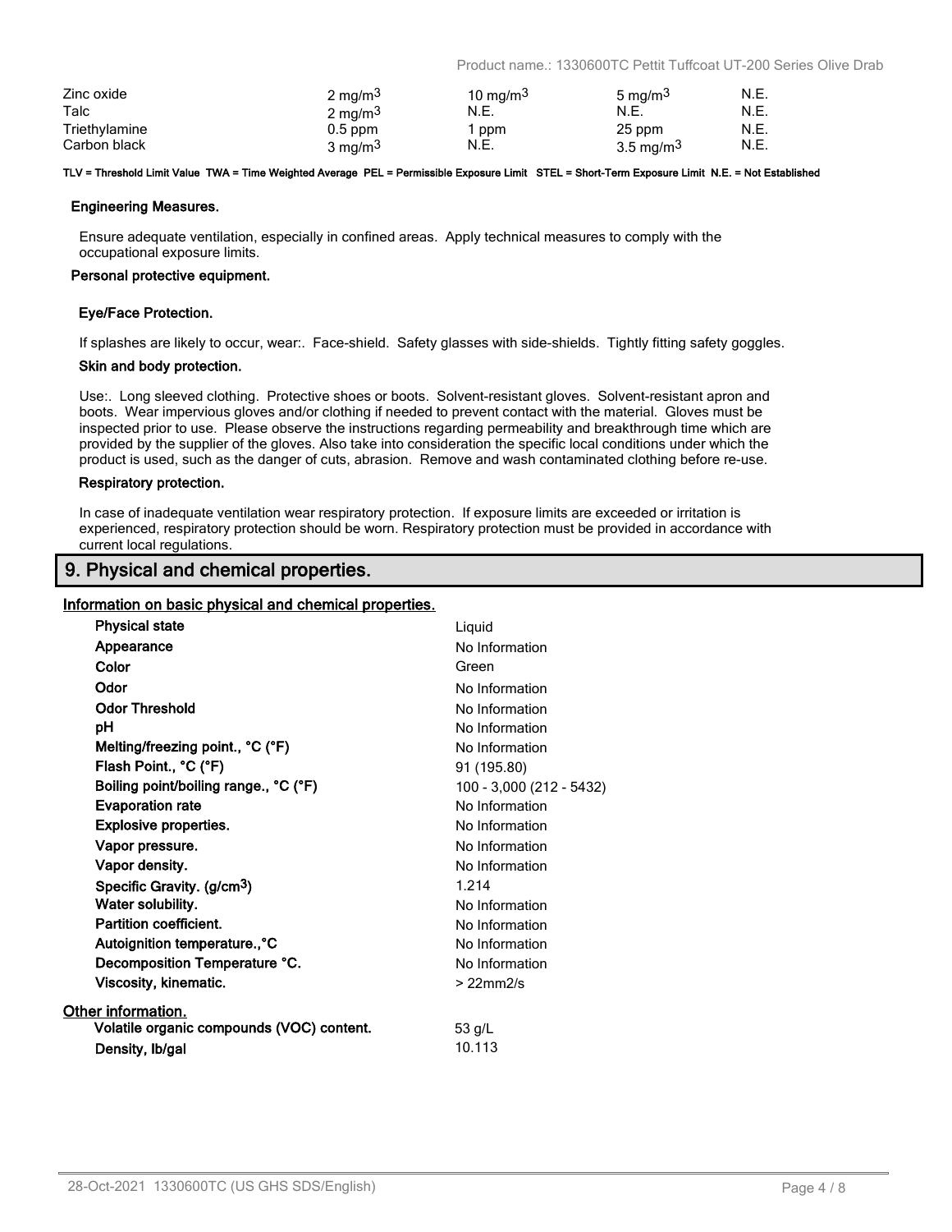| | | | | |
|---|---|---|---|---|
| Zinc oxide | 2 mg/m3 | 10 mg/m3 | 5 mg/m3 | N.E. |
| Talc | 2 mg/m3 | N.E. | N.E. | N.E. |
| Triethylamine | 0.5 ppm | 1 ppm | 25 ppm | N.E. |
| Carbon black | 3 mg/m3 | N.E. | 3.5 mg/m3 | N.E. |

**TLV = Threshold Limit Value TWA = Time Weighted Average PEL = Permissible Exposure Limit STEL = Short-Term Exposure Limit N.E. = Not Established**

#### Engineering Measures.

Ensure adequate ventilation, especially in confined areas. Apply technical measures to comply with the occupational exposure limits.

#### Personal protective equipment.

#### Eye/Face Protection.

If splashes are likely to occur, wear:. Face-shield. Safety glasses with side-shields. Tightly fitting safety goggles.

#### Skin and body protection.

Use:. Long sleeved clothing. Protective shoes or boots. Solvent-resistant gloves. Solvent-resistant apron and boots. Wear impervious gloves and/or clothing if needed to prevent contact with the material. Gloves must be inspected prior to use. Please observe the instructions regarding permeability and breakthrough time which are provided by the supplier of the gloves. Also take into consideration the specific local conditions under which the product is used, such as the danger of cuts, abrasion. Remove and wash contaminated clothing before re-use.

#### Respiratory protection.

In case of inadequate ventilation wear respiratory protection. If exposure limits are exceeded or irritation is experienced, respiratory protection should be worn. Respiratory protection must be provided in accordance with current local regulations.

## 9. Physical and chemical properties.

### Information on basic physical and chemical properties.

| Property | Value |
|---|---|
| **Physical state** | Liquid |
| **Appearance** | No Information |
| **Color** | Green |
| **Odor** | No Information |
| **Odor Threshold** | No Information |
| **pH** | No Information |
| **Melting/freezing point., °C (°F)** | No Information |
| **Flash Point., °C (°F)** | 91 (195.80) |
| **Boiling point/boiling range., °C (°F)** | 100 - 3,000 (212 - 5432) |
| **Evaporation rate** | No Information |
| **Explosive properties.** | No Information |
| **Vapor pressure.** | No Information |
| **Vapor density.** | No Information |
| **Specific Gravity. (g/cm3)** | 1.214 |
| **Water solubility.** | No Information |
| **Partition coefficient.** | No Information |
| **Autoignition temperature.,°C** | No Information |
| **Decomposition Temperature °C.** | No Information |
| **Viscosity, kinematic.** | > 22mm2/s |

### Other information.

| Property | Value |
|---|---|
| **Volatile organic compounds (VOC) content.** | 53 g/L |
| **Density, lb/gal** | 10.113 |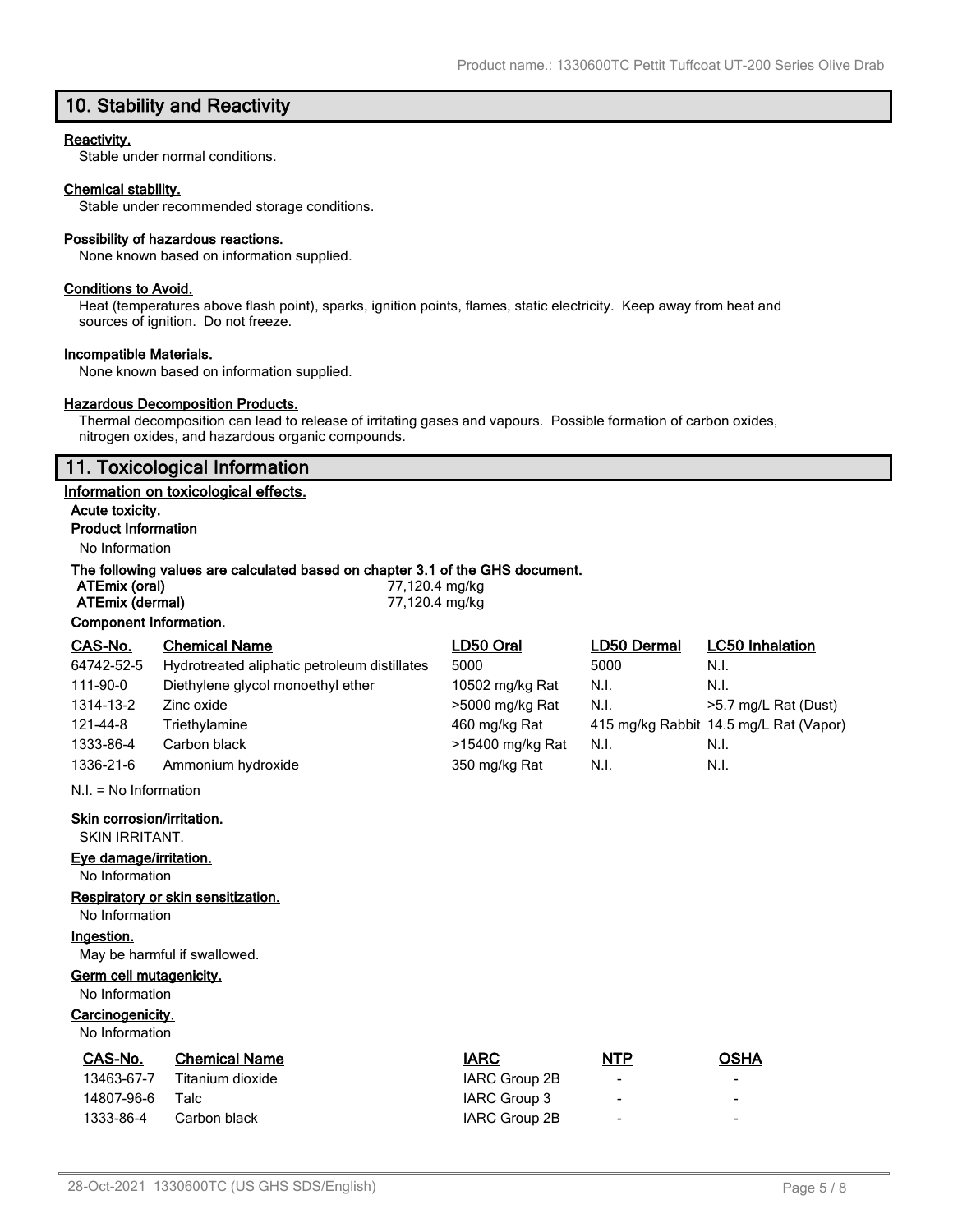## 10. Stability and Reactivity

**Reactivity.**

Stable under normal conditions.

**Chemical stability.**

Stable under recommended storage conditions.

**Possibility of hazardous reactions.**

None known based on information supplied.

**Conditions to Avoid.**

Heat (temperatures above flash point), sparks, ignition points, flames, static electricity. Keep away from heat and sources of ignition. Do not freeze.

**Incompatible Materials.**

None known based on information supplied.

**Hazardous Decomposition Products.**

Thermal decomposition can lead to release of irritating gases and vapours. Possible formation of carbon oxides, nitrogen oxides, and hazardous organic compounds.

## 11. Toxicological Information

**Information on toxicological effects.**

**Acute toxicity.**

**Product Information**

No Information

**The following values are calculated based on chapter 3.1 of the GHS document.**

| | |
|---|---|
| **ATEmix (oral)** | 77,120.4 mg/kg |
| **ATEmix (dermal)** | 77,120.4 mg/kg |

**Component Information.**

| CAS-No. | Chemical Name | LD50 Oral | LD50 Dermal | LC50 Inhalation |
|---|---|---|---|---|
| 64742-52-5 | Hydrotreated aliphatic petroleum distillates | 5000 | 5000 | N.I. |
| 111-90-0 | Diethylene glycol monoethyl ether | 10502 mg/kg Rat | N.I. | N.I. |
| 1314-13-2 | Zinc oxide | >5000 mg/kg Rat | N.I. | >5.7 mg/L Rat (Dust) |
| 121-44-8 | Triethylamine | 460 mg/kg Rat | 415 mg/kg Rabbit | 14.5 mg/L Rat (Vapor) |
| 1333-86-4 | Carbon black | >15400 mg/kg Rat | N.I. | N.I. |
| 1336-21-6 | Ammonium hydroxide | 350 mg/kg Rat | N.I. | N.I. |

N.I. = No Information

**Skin corrosion/irritation.**

SKIN IRRITANT.

**Eye damage/irritation.**

No Information

**Respiratory or skin sensitization.**

No Information

**Ingestion.**

May be harmful if swallowed.

**Germ cell mutagenicity.**

No Information

**Carcinogenicity.**

No Information

| CAS-No. | Chemical Name | IARC | NTP | OSHA |
|---|---|---|---|---|
| 13463-67-7 | Titanium dioxide | IARC Group 2B | - | - |
| 14807-96-6 | Talc | IARC Group 3 | - | - |
| 1333-86-4 | Carbon black | IARC Group 2B | - | - |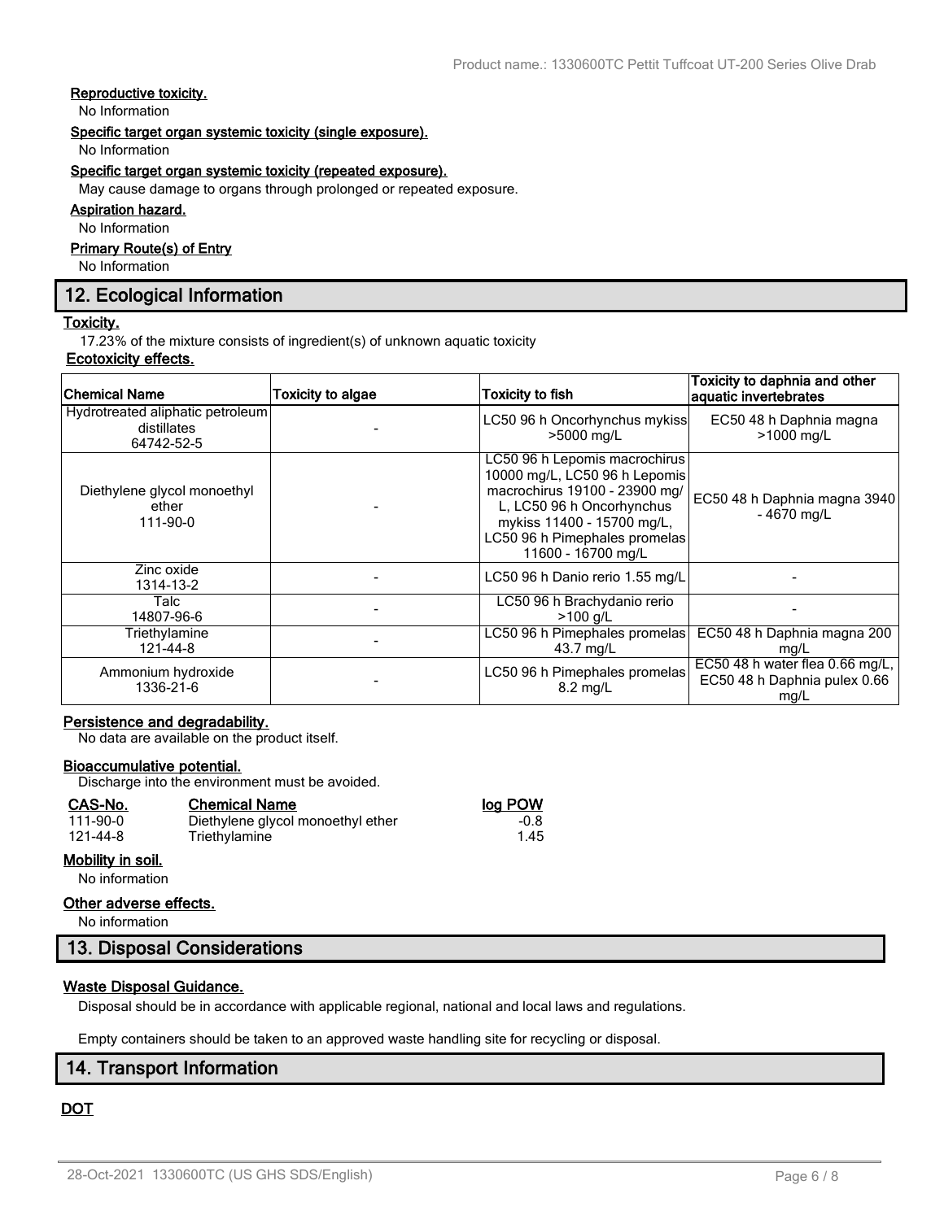**Reproductive toxicity.**

No Information

**Specific target organ systemic toxicity (single exposure).**

No Information

**Specific target organ systemic toxicity (repeated exposure).**

May cause damage to organs through prolonged or repeated exposure.

**Aspiration hazard.**

No Information

**Primary Route(s) of Entry**

No Information

## 12. Ecological Information

**Toxicity.**

17.23% of the mixture consists of ingredient(s) of unknown aquatic toxicity

**Ecotoxicity effects.**

| Chemical Name | Toxicity to algae | Toxicity to fish | Toxicity to daphnia and other aquatic invertebrates |
|---|---|---|---|
| Hydrotreated aliphatic petroleum distillates 64742-52-5 | - | LC50 96 h Oncorhynchus mykiss >5000 mg/L | EC50 48 h Daphnia magna >1000 mg/L |
| Diethylene glycol monoethyl ether 111-90-0 | - | LC50 96 h Lepomis macrochirus 10000 mg/L, LC50 96 h Lepomis macrochirus 19100 - 23900 mg/L, LC50 96 h Oncorhynchus mykiss 11400 - 15700 mg/L, LC50 96 h Pimephales promelas 11600 - 16700 mg/L | EC50 48 h Daphnia magna 3940 - 4670 mg/L |
| Zinc oxide 1314-13-2 | - | LC50 96 h Danio rerio 1.55 mg/L | - |
| Talc 14807-96-6 | - | LC50 96 h Brachydanio rerio >100 g/L | - |
| Triethylamine 121-44-8 | - | LC50 96 h Pimephales promelas 43.7 mg/L | EC50 48 h Daphnia magna 200 mg/L |
| Ammonium hydroxide 1336-21-6 | - | LC50 96 h Pimephales promelas 8.2 mg/L | EC50 48 h water flea 0.66 mg/L, EC50 48 h Daphnia pulex 0.66 mg/L |

**Persistence and degradability.**

No data are available on the product itself.

**Bioaccumulative potential.**

Discharge into the environment must be avoided.

| CAS-No. | Chemical Name | log POW |
|---|---|---|
| 111-90-0 | Diethylene glycol monoethyl ether | -0.8 |
| 121-44-8 | Triethylamine | 1.45 |

**Mobility in soil.**

No information

**Other adverse effects.**

No information

## 13. Disposal Considerations

**Waste Disposal Guidance.**

Disposal should be in accordance with applicable regional, national and local laws and regulations.

Empty containers should be taken to an approved waste handling site for recycling or disposal.

## 14. Transport Information

**DOT**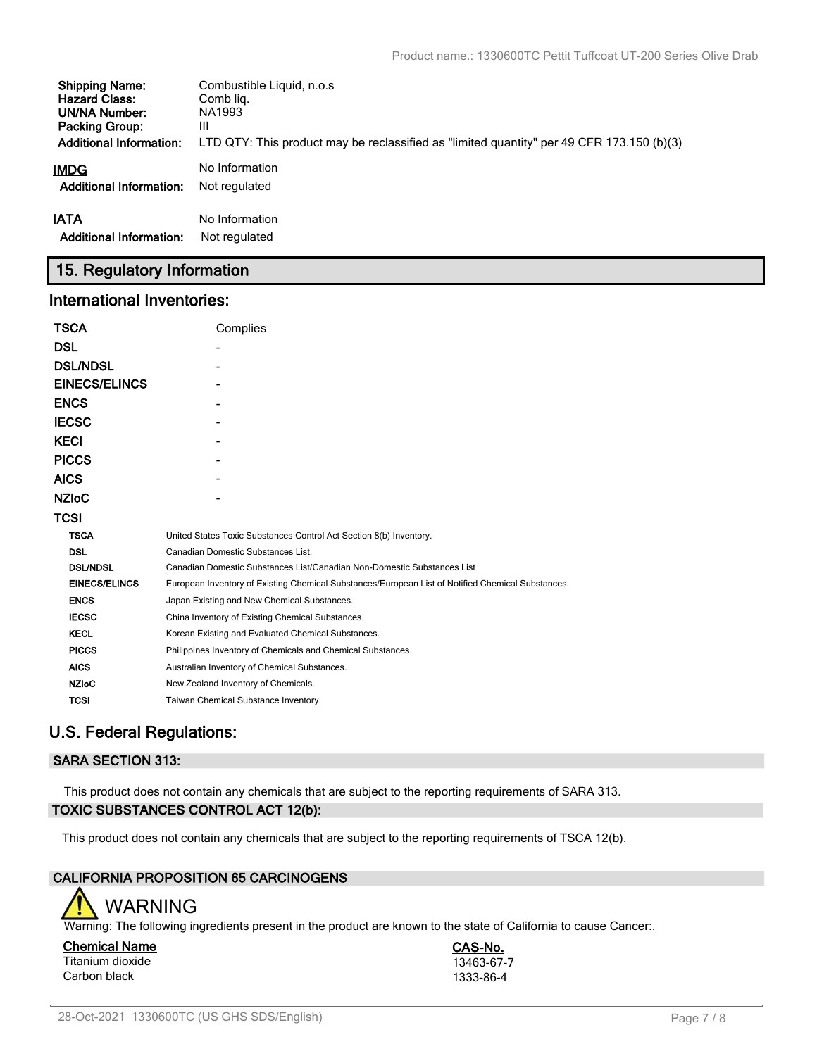| | |
|---|---|
| **Shipping Name:** | Combustible Liquid, n.o.s |
| **Hazard Class:** | Comb liq. |
| **UN/NA Number:** | NA1993 |
| **Packing Group:** | III |
| **Additional Information:** | LTD QTY: This product may be reclassified as "limited quantity" per 49 CFR 173.150 (b)(3) |

**IMDG** No Information

**Additional Information:** Not regulated

**IATA** No Information

**Additional Information:** Not regulated

## 15. Regulatory Information

### International Inventories:

| | |
|---|---|
| **TSCA** | Complies |
| **DSL** | - |
| **DSL/NDSL** | - |
| **EINECS/ELINCS** | - |
| **ENCS** | - |
| **IECSC** | - |
| **KECI** | - |
| **PICCS** | - |
| **AICS** | - |
| **NZIoC** | - |
| **TCSI** | |

| | |
|---|---|
| **TSCA** | United States Toxic Substances Control Act Section 8(b) Inventory. |
| **DSL** | Canadian Domestic Substances List. |
| **DSL/NDSL** | Canadian Domestic Substances List/Canadian Non-Domestic Substances List |
| **EINECS/ELINCS** | European Inventory of Existing Chemical Substances/European List of Notified Chemical Substances. |
| **ENCS** | Japan Existing and New Chemical Substances. |
| **IECSC** | China Inventory of Existing Chemical Substances. |
| **KECL** | Korean Existing and Evaluated Chemical Substances. |
| **PICCS** | Philippines Inventory of Chemicals and Chemical Substances. |
| **AICS** | Australian Inventory of Chemical Substances. |
| **NZIoC** | New Zealand Inventory of Chemicals. |
| **TCSI** | Taiwan Chemical Substance Inventory |

### U.S. Federal Regulations:

#### SARA SECTION 313:

This product does not contain any chemicals that are subject to the reporting requirements of SARA 313.

#### TOXIC SUBSTANCES CONTROL ACT 12(b):

This product does not contain any chemicals that are subject to the reporting requirements of TSCA 12(b).

#### CALIFORNIA PROPOSITION 65 CARCINOGENS

WARNING

Warning: The following ingredients present in the product are known to the state of California to cause Cancer:.

| Chemical Name | CAS-No. |
|---|---|
| Titanium dioxide | 13463-67-7 |
| Carbon black | 1333-86-4 |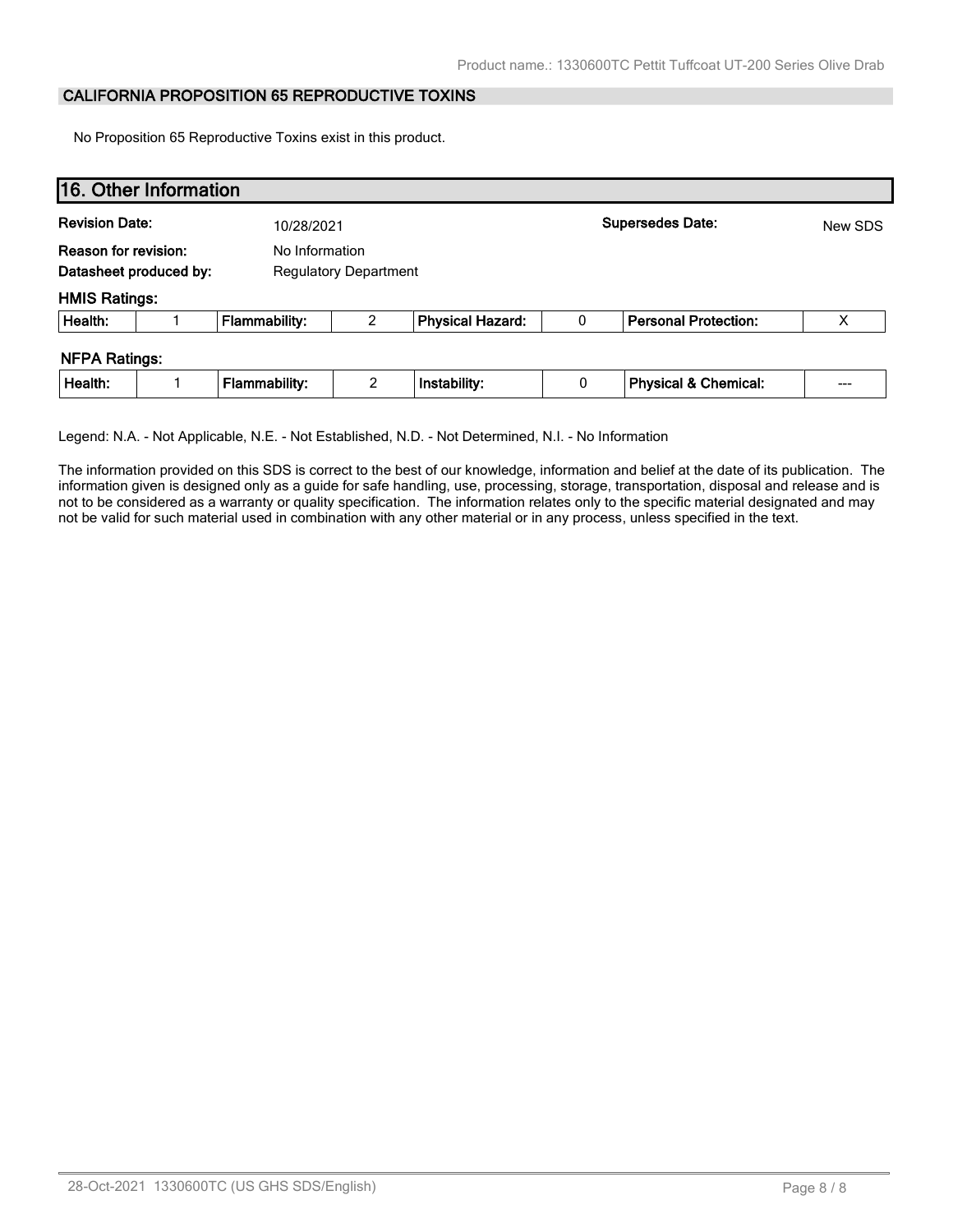## CALIFORNIA PROPOSITION 65 REPRODUCTIVE TOXINS

No Proposition 65 Reproductive Toxins exist in this product.

# 16. Other Information

**Revision Date:** 10/28/2021 **Supersedes Date:** New SDS

**Reason for revision:** No Information

**Datasheet produced by:** Regulatory Department

**HMIS Ratings:**

| | | | | | | | |
|---|---|---|---|---|---|---|---|
| **Health:** | 1 | **Flammability:** | 2 | **Physical Hazard:** | 0 | **Personal Protection:** | X |

**NFPA Ratings:**

| | | | | | | | |
|---|---|---|---|---|---|---|---|
| **Health:** | 1 | **Flammability:** | 2 | **Instability:** | 0 | **Physical & Chemical:** | --- |

Legend: N.A. - Not Applicable, N.E. - Not Established, N.D. - Not Determined, N.I. - No Information

The information provided on this SDS is correct to the best of our knowledge, information and belief at the date of its publication. The information given is designed only as a guide for safe handling, use, processing, storage, transportation, disposal and release and is not to be considered as a warranty or quality specification. The information relates only to the specific material designated and may not be valid for such material used in combination with any other material or in any process, unless specified in the text.